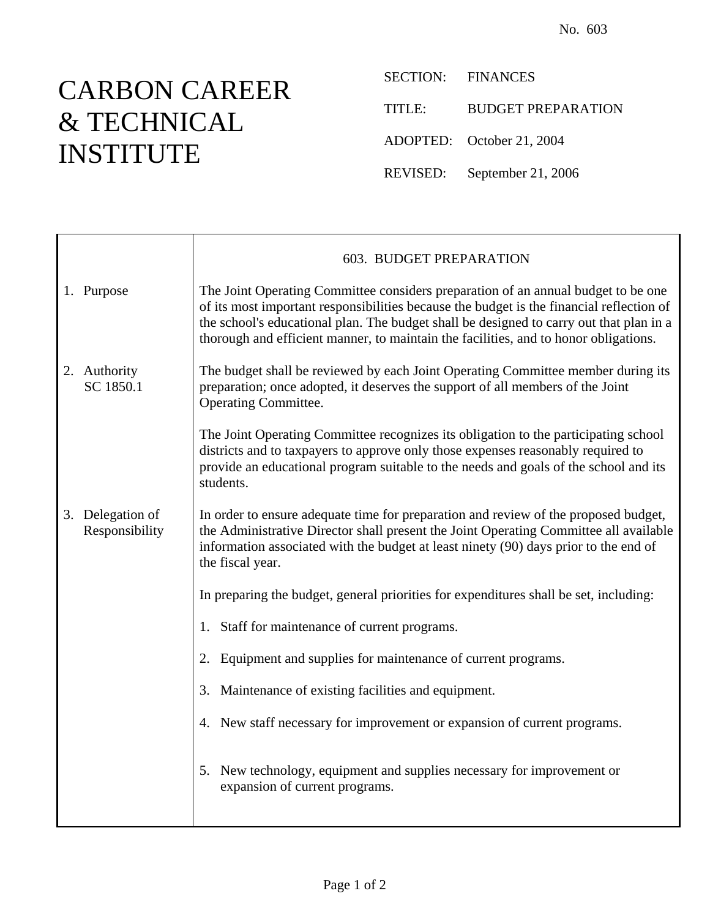No. 603

# CARBON CAREER & TECHNICAL INSTITUTE

SECTION: FINANCES

TITLE: BUDGET PREPARATION

ADOPTED: October 21, 2004

REVISED: September 21, 2006

## 603. BUDGET PREPARATION

**1. Purpose**

The Joint Operating Committee considers preparation of an annual budget to be one of its most important responsibilities because the budget is the financial reflection of the school's educational plan. The budget shall be designed to carry out that plan in a thorough and efficient manner, to maintain the facilities, and to honor obligations.

**2. Authority**
SC 1850.1

The budget shall be reviewed by each Joint Operating Committee member during its preparation; once adopted, it deserves the support of all members of the Joint Operating Committee.

The Joint Operating Committee recognizes its obligation to the participating school districts and to taxpayers to approve only those expenses reasonably required to provide an educational program suitable to the needs and goals of the school and its students.

**3. Delegation of Responsibility**

In order to ensure adequate time for preparation and review of the proposed budget, the Administrative Director shall present the Joint Operating Committee all available information associated with the budget at least ninety (90) days prior to the end of the fiscal year.

In preparing the budget, general priorities for expenditures shall be set, including:

1. Staff for maintenance of current programs.

2. Equipment and supplies for maintenance of current programs.

3. Maintenance of existing facilities and equipment.

4. New staff necessary for improvement or expansion of current programs.

5. New technology, equipment and supplies necessary for improvement or expansion of current programs.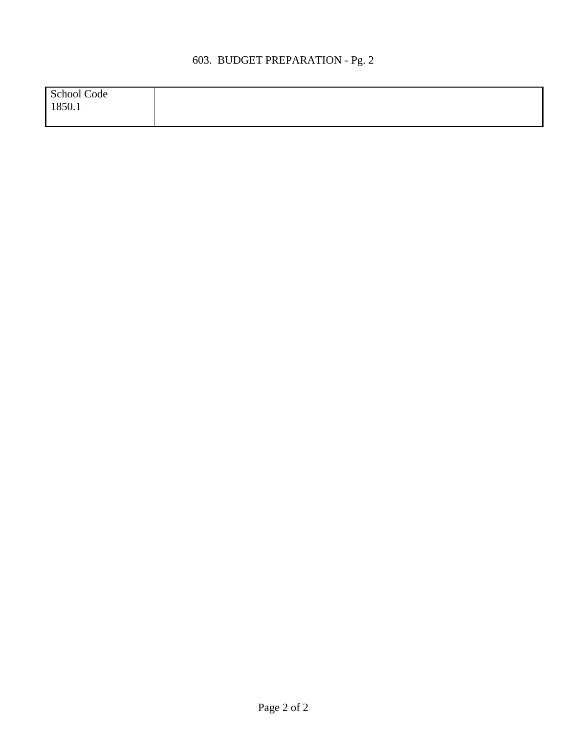| | |
|---|---|
| School Code 1850.1 | |